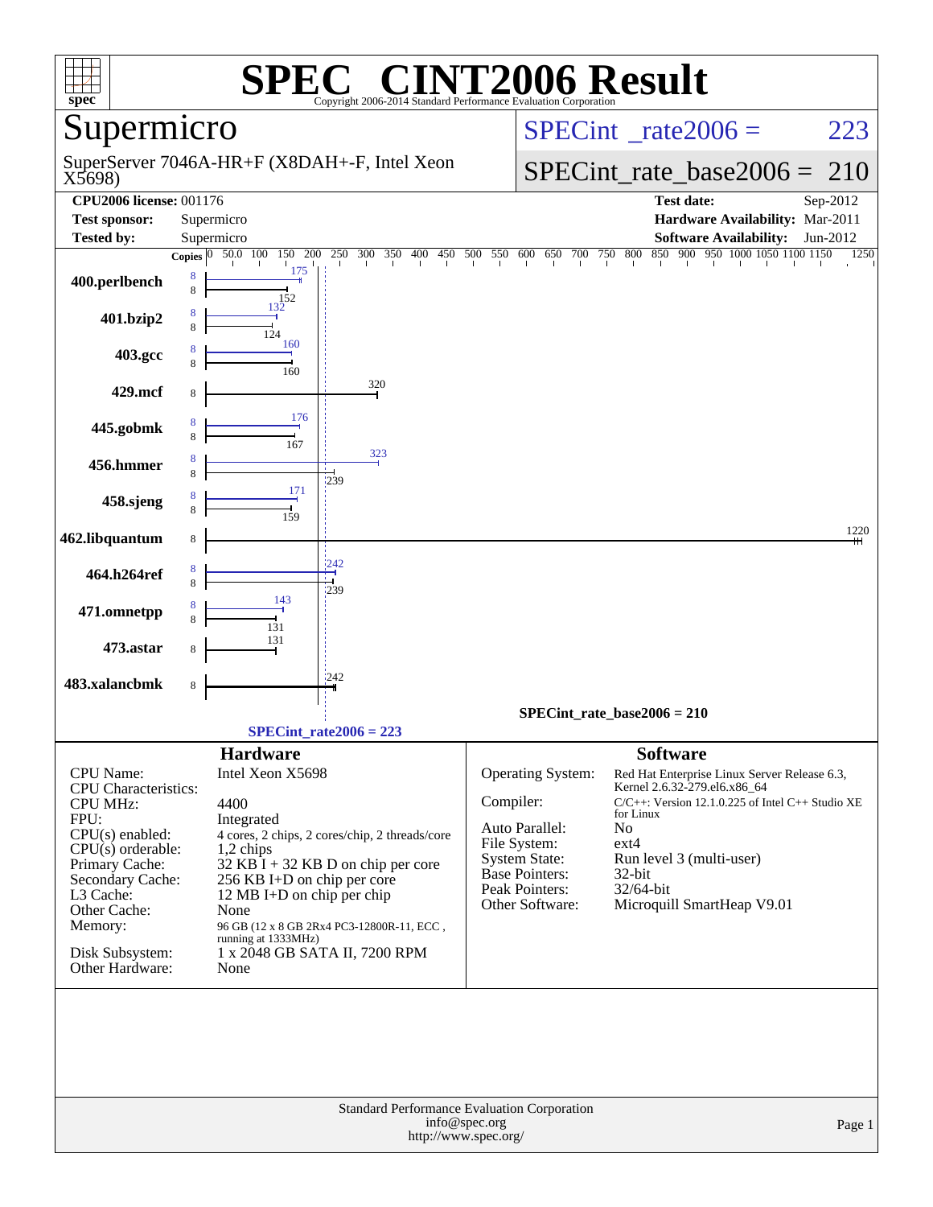# SPEC CINT2006 Result

Copyright 2006-2014 Standard Performance Evaluation Corporation

## Supermicro

SuperServer 7046A-HR+F (X8DAH+-F, Intel Xeon X5698)

SPECint_rate2006 = 223

SPECint_rate_base2006 = 210

| | | | |
|---|---|---|---|
| **CPU2006 license:** 001176 | | **Test date:** | Sep-2012 |
| **Test sponsor:** | Supermicro | **Hardware Availability:** | Mar-2011 |
| **Tested by:** | Supermicro | **Software Availability:** | Jun-2012 |

| Benchmark | Copies (peak) | Peak | Copies (base) | Base |
|---|---|---|---|---|
| 400.perlbench | 8 | 175 | 8 | 152 |
| 401.bzip2 | 8 | 132 | 8 | 124 |
| 403.gcc | 8 | 160 | 8 | 160 |
| 429.mcf | | | 8 | 320 |
| 445.gobmk | 8 | 176 | 8 | 167 |
| 456.hmmer | 8 | 323 | 8 | 239 |
| 458.sjeng | 8 | 171 | 8 | 159 |
| 462.libquantum | | | 8 | 1220 |
| 464.h264ref | 8 | 242 | 8 | 239 |
| 471.omnetpp | 8 | 143 | 8 | 131 |
| 473.astar | | | 8 | 131 |
| 483.xalancbmk | | | 8 | 242 |

SPECint_rate_base2006 = 210

SPECint_rate2006 = 223

## Hardware

| | |
|---|---|
| CPU Name: | Intel Xeon X5698 |
| CPU Characteristics: | |
| CPU MHz: | 4400 |
| FPU: | Integrated |
| CPU(s) enabled: | 4 cores, 2 chips, 2 cores/chip, 2 threads/core |
| CPU(s) orderable: | 1,2 chips |
| Primary Cache: | 32 KB I + 32 KB D on chip per core |
| Secondary Cache: | 256 KB I+D on chip per core |
| L3 Cache: | 12 MB I+D on chip per chip |
| Other Cache: | None |
| Memory: | 96 GB (12 x 8 GB 2Rx4 PC3-12800R-11, ECC , running at 1333MHz) |
| Disk Subsystem: | 1 x 2048 GB SATA II, 7200 RPM |
| Other Hardware: | None |

## Software

| | |
|---|---|
| Operating System: | Red Hat Enterprise Linux Server Release 6.3, Kernel 2.6.32-279.el6.x86_64 |
| Compiler: | C/C++: Version 12.1.0.225 of Intel C++ Studio XE for Linux |
| Auto Parallel: | No |
| File System: | ext4 |
| System State: | Run level 3 (multi-user) |
| Base Pointers: | 32-bit |
| Peak Pointers: | 32/64-bit |
| Other Software: | Microquill SmartHeap V9.01 |

Standard Performance Evaluation Corporation
info@spec.org
http://www.spec.org/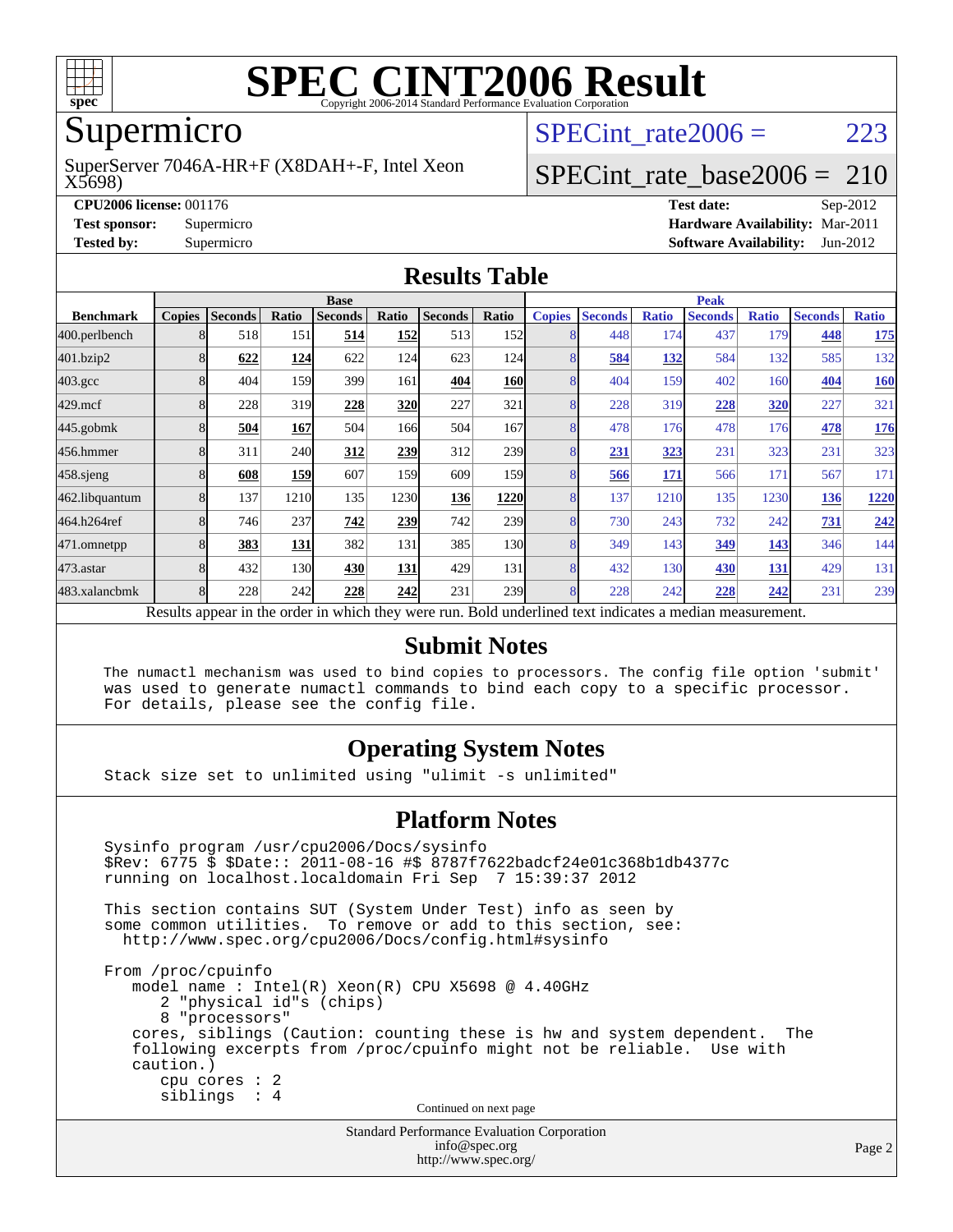# SPEC CINT2006 Result

Copyright 2006-2014 Standard Performance Evaluation Corporation

## Supermicro

SuperServer 7046A-HR+F (X8DAH+-F, Intel Xeon X5698)

SPECint_rate2006 = 223

SPECint_rate_base2006 = 210

**CPU2006 license:** 001176

**Test sponsor:** Supermicro

**Tested by:** Supermicro

**Test date:** Sep-2012

**Hardware Availability:** Mar-2011

**Software Availability:** Jun-2012

## Results Table

| | Base | | | | | | | Peak | | | | | | |
|---|---|---|---|---|---|---|---|---|---|---|---|---|---|---|
| **Benchmark** | **Copies** | **Seconds** | **Ratio** | **Seconds** | **Ratio** | **Seconds** | **Ratio** | **Copies** | **Seconds** | **Ratio** | **Seconds** | **Ratio** | **Seconds** | **Ratio** |
| 400.perlbench | 8 | 518 | 151 | **514** | **152** | 513 | 152 | 8 | 448 | 174 | 437 | 179 | **448** | **175** |
| 401.bzip2 | 8 | **622** | **124** | 622 | 124 | 623 | 124 | 8 | **584** | **132** | 584 | 132 | 585 | 132 |
| 403.gcc | 8 | 404 | 159 | 399 | 161 | **404** | **160** | 8 | 404 | 159 | 402 | 160 | **404** | **160** |
| 429.mcf | 8 | 228 | 319 | **228** | **320** | 227 | 321 | 8 | 228 | 319 | **228** | **320** | 227 | 321 |
| 445.gobmk | 8 | **504** | **167** | 504 | 166 | 504 | 167 | 8 | 478 | 176 | 478 | 176 | **478** | **176** |
| 456.hmmer | 8 | 311 | 240 | **312** | **239** | 312 | 239 | 8 | **231** | **323** | 231 | 323 | 231 | 323 |
| 458.sjeng | 8 | **608** | **159** | 607 | 159 | 609 | 159 | 8 | **566** | **171** | 566 | 171 | 567 | 171 |
| 462.libquantum | 8 | 137 | 1210 | 135 | 1230 | **136** | **1220** | 8 | 137 | 1210 | 135 | 1230 | **136** | **1220** |
| 464.h264ref | 8 | 746 | 237 | **742** | **239** | 742 | 239 | 8 | 730 | 243 | 732 | 242 | **731** | **242** |
| 471.omnetpp | 8 | **383** | **131** | 382 | 131 | 385 | 130 | 8 | 349 | 143 | **349** | **143** | 346 | 144 |
| 473.astar | 8 | 432 | 130 | **430** | **131** | 429 | 131 | 8 | 432 | 130 | **430** | **131** | 429 | 131 |
| 483.xalancbmk | 8 | 228 | 242 | **228** | **242** | 231 | 239 | 8 | 228 | 242 | **228** | **242** | 231 | 239 |

Results appear in the order in which they were run. Bold underlined text indicates a median measurement.

## Submit Notes

```
The numactl mechanism was used to bind copies to processors. The config file option 'submit'
was used to generate numactl commands to bind each copy to a specific processor.
For details, please see the config file.
```

## Operating System Notes

```
Stack size set to unlimited using "ulimit -s unlimited"
```

## Platform Notes

```
Sysinfo program /usr/cpu2006/Docs/sysinfo
$Rev: 6775 $ $Date:: 2011-08-16 #$ 8787f7622badcf24e01c368b1db4377c
running on localhost.localdomain Fri Sep  7 15:39:37 2012

This section contains SUT (System Under Test) info as seen by
some common utilities.  To remove or add to this section, see:
  http://www.spec.org/cpu2006/Docs/config.html#sysinfo

From /proc/cpuinfo
   model name : Intel(R) Xeon(R) CPU X5698 @ 4.40GHz
      2 "physical id"s (chips)
      8 "processors"
   cores, siblings (Caution: counting these is hw and system dependent.  The
   following excerpts from /proc/cpuinfo might not be reliable.  Use with
   caution.)
      cpu cores : 2
      siblings  : 4
```

Continued on next page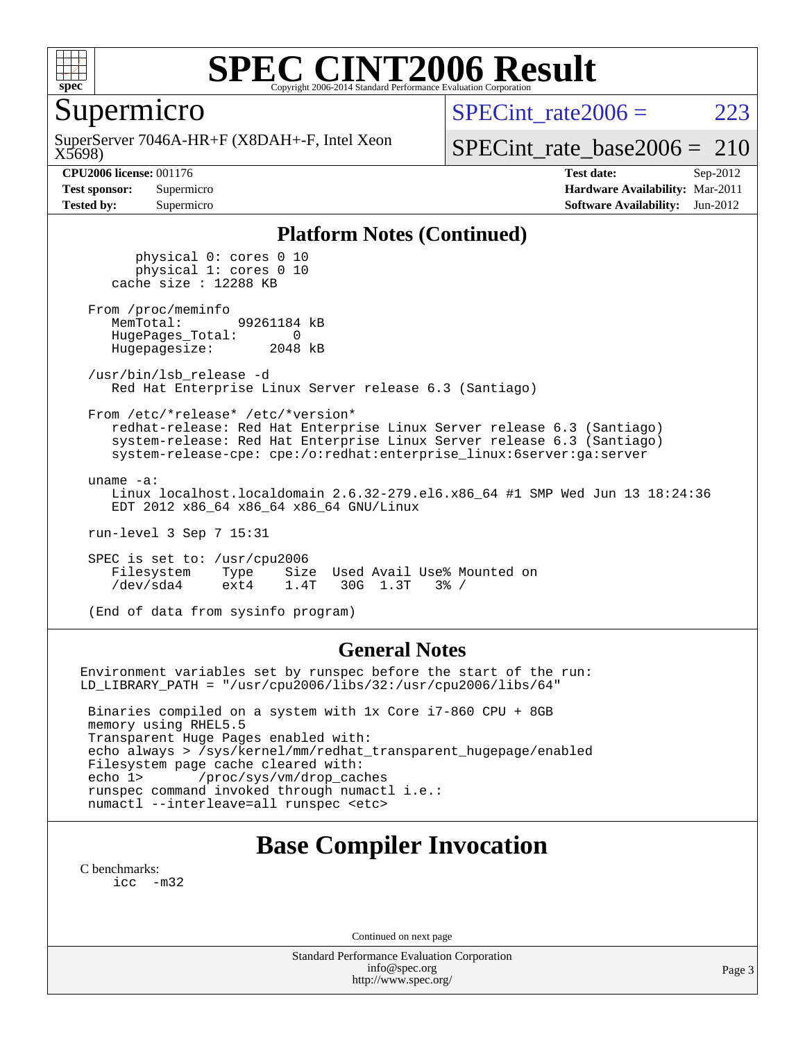# SPEC CINT2006 Result

Copyright 2006-2014 Standard Performance Evaluation Corporation

## Supermicro

SuperServer 7046A-HR+F (X8DAH+-F, Intel Xeon X5698)

SPECint_rate2006 = 223

SPECint_rate_base2006 = 210

| | | | |
|---|---|---|---|
| **CPU2006 license:** 001176 | | **Test date:** | Sep-2012 |
| **Test sponsor:** | Supermicro | **Hardware Availability:** | Mar-2011 |
| **Tested by:** | Supermicro | **Software Availability:** | Jun-2012 |

## Platform Notes (Continued)

```
        physical 0: cores 0 10
        physical 1: cores 0 10
    cache size : 12288 KB

 From /proc/meminfo
    MemTotal:       99261184 kB
    HugePages_Total:       0
    Hugepagesize:       2048 kB

 /usr/bin/lsb_release -d
    Red Hat Enterprise Linux Server release 6.3 (Santiago)

 From /etc/*release* /etc/*version*
    redhat-release: Red Hat Enterprise Linux Server release 6.3 (Santiago)
    system-release: Red Hat Enterprise Linux Server release 6.3 (Santiago)
    system-release-cpe: cpe:/o:redhat:enterprise_linux:6server:ga:server

 uname -a:
    Linux localhost.localdomain 2.6.32-279.el6.x86_64 #1 SMP Wed Jun 13 18:24:36
    EDT 2012 x86_64 x86_64 x86_64 GNU/Linux

 run-level 3 Sep 7 15:31

 SPEC is set to: /usr/cpu2006
    Filesystem     Type    Size  Used Avail Use% Mounted on
    /dev/sda4      ext4    1.4T   30G  1.3T   3% /

 (End of data from sysinfo program)
```

## General Notes

```
Environment variables set by runspec before the start of the run:
LD_LIBRARY_PATH = "/usr/cpu2006/libs/32:/usr/cpu2006/libs/64"

 Binaries compiled on a system with 1x Core i7-860 CPU + 8GB
 memory using RHEL5.5
 Transparent Huge Pages enabled with:
 echo always > /sys/kernel/mm/redhat_transparent_hugepage/enabled
 Filesystem page cache cleared with:
 echo 1>       /proc/sys/vm/drop_caches
 runspec command invoked through numactl i.e.:
 numactl --interleave=all runspec <etc>
```

# Base Compiler Invocation

C benchmarks:

```
icc  -m32
```

Continued on next page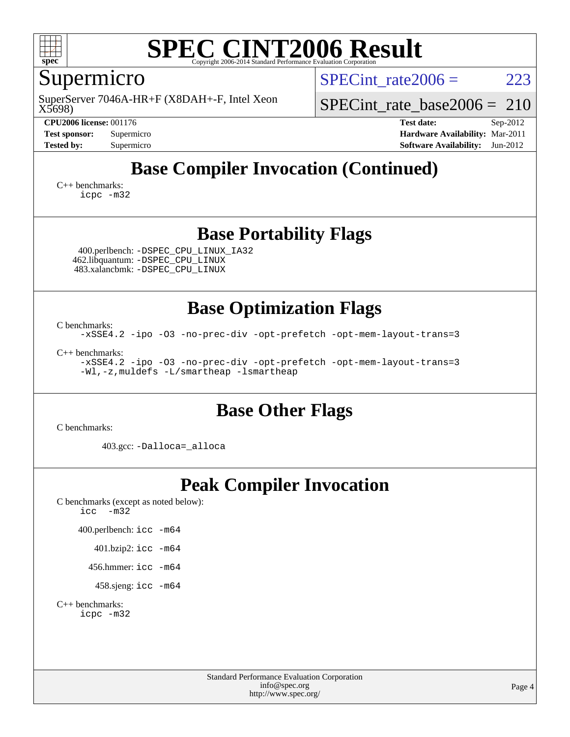# SPEC CINT2006 Result

Copyright 2006-2014 Standard Performance Evaluation Corporation

## Supermicro

SuperServer 7046A-HR+F (X8DAH+-F, Intel Xeon X5698)

SPECint_rate2006 = 223

SPECint_rate_base2006 = 210

| | | | |
|---|---|---|---|
| **CPU2006 license:** 001176 | | **Test date:** | Sep-2012 |
| **Test sponsor:** | Supermicro | **Hardware Availability:** | Mar-2011 |
| **Tested by:** | Supermicro | **Software Availability:** | Jun-2012 |

## Base Compiler Invocation (Continued)

C++ benchmarks:
```
icpc -m32
```

## Base Portability Flags

400.perlbench: `-DSPEC_CPU_LINUX_IA32`
462.libquantum: `-DSPEC_CPU_LINUX`
483.xalancbmk: `-DSPEC_CPU_LINUX`

## Base Optimization Flags

C benchmarks:
```
-xSSE4.2 -ipo -O3 -no-prec-div -opt-prefetch -opt-mem-layout-trans=3
```

C++ benchmarks:
```
-xSSE4.2 -ipo -O3 -no-prec-div -opt-prefetch -opt-mem-layout-trans=3
-Wl,-z,muldefs -L/smartheap -lsmartheap
```

## Base Other Flags

C benchmarks:

403.gcc: `-Dalloca=_alloca`

## Peak Compiler Invocation

C benchmarks (except as noted below):
```
icc  -m32
```

400.perlbench: `icc -m64`

401.bzip2: `icc -m64`

456.hmmer: `icc -m64`

458.sjeng: `icc -m64`

C++ benchmarks:
```
icpc -m32
```

Standard Performance Evaluation Corporation
info@spec.org
http://www.spec.org/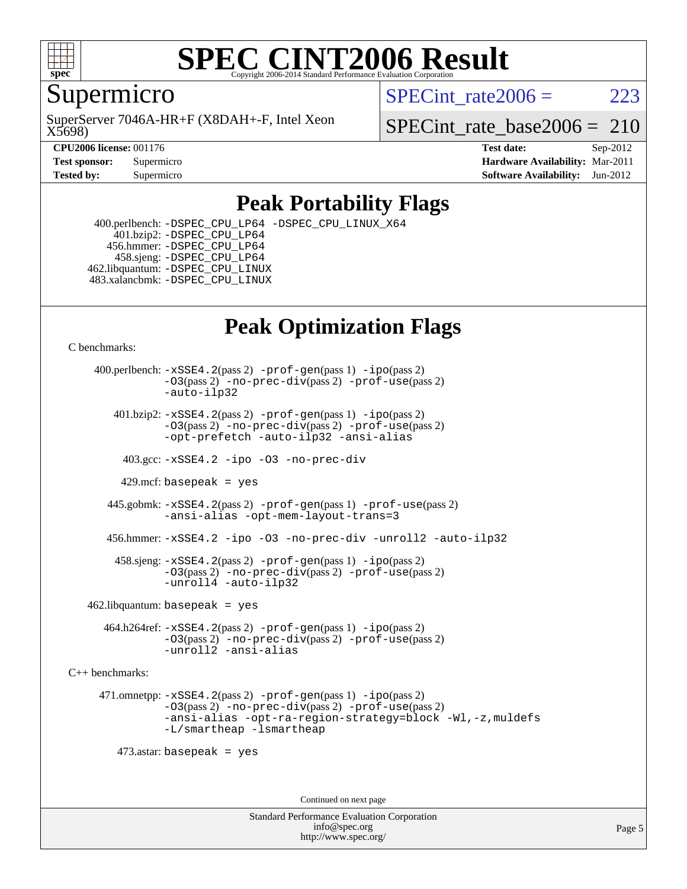# SPEC CINT2006 Result

Copyright 2006-2014 Standard Performance Evaluation Corporation

## Supermicro

SuperServer 7046A-HR+F (X8DAH+-F, Intel Xeon X5698)

SPECint_rate2006 = 223

SPECint_rate_base2006 = 210

**CPU2006 license:** 001176
**Test sponsor:** Supermicro
**Tested by:** Supermicro

**Test date:** Sep-2012
**Hardware Availability:** Mar-2011
**Software Availability:** Jun-2012

## Peak Portability Flags

400.perlbench: -DSPEC_CPU_LP64 -DSPEC_CPU_LINUX_X64
401.bzip2: -DSPEC_CPU_LP64
456.hmmer: -DSPEC_CPU_LP64
458.sjeng: -DSPEC_CPU_LP64
462.libquantum: -DSPEC_CPU_LINUX
483.xalancbmk: -DSPEC_CPU_LINUX

## Peak Optimization Flags

C benchmarks:

400.perlbench: -xSSE4.2(pass 2) -prof-gen(pass 1) -ipo(pass 2) -O3(pass 2) -no-prec-div(pass 2) -prof-use(pass 2) -auto-ilp32

401.bzip2: -xSSE4.2(pass 2) -prof-gen(pass 1) -ipo(pass 2) -O3(pass 2) -no-prec-div(pass 2) -prof-use(pass 2) -opt-prefetch -auto-ilp32 -ansi-alias

403.gcc: -xSSE4.2 -ipo -O3 -no-prec-div

429.mcf: basepeak = yes

445.gobmk: -xSSE4.2(pass 2) -prof-gen(pass 1) -prof-use(pass 2) -ansi-alias -opt-mem-layout-trans=3

456.hmmer: -xSSE4.2 -ipo -O3 -no-prec-div -unroll2 -auto-ilp32

458.sjeng: -xSSE4.2(pass 2) -prof-gen(pass 1) -ipo(pass 2) -O3(pass 2) -no-prec-div(pass 2) -prof-use(pass 2) -unroll4 -auto-ilp32

462.libquantum: basepeak = yes

464.h264ref: -xSSE4.2(pass 2) -prof-gen(pass 1) -ipo(pass 2) -O3(pass 2) -no-prec-div(pass 2) -prof-use(pass 2) -unroll2 -ansi-alias

C++ benchmarks:

471.omnetpp: -xSSE4.2(pass 2) -prof-gen(pass 1) -ipo(pass 2) -O3(pass 2) -no-prec-div(pass 2) -prof-use(pass 2) -ansi-alias -opt-ra-region-strategy=block -Wl,-z,muldefs -L/smartheap -lsmartheap

473.astar: basepeak = yes

Continued on next page

Standard Performance Evaluation Corporation
info@spec.org
http://www.spec.org/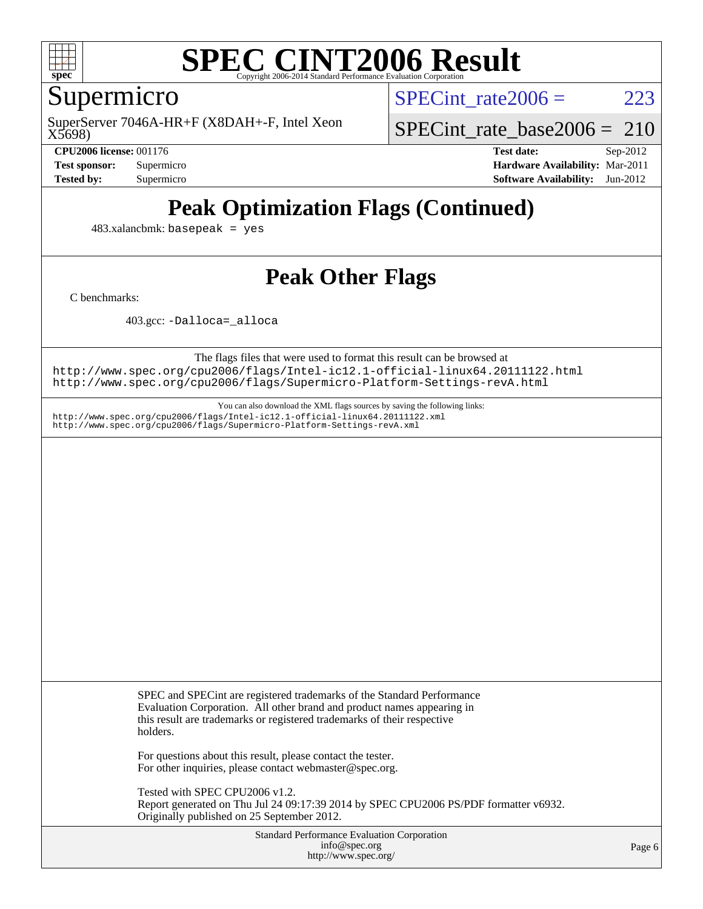# SPEC CINT2006 Result

Copyright 2006-2014 Standard Performance Evaluation Corporation

## Supermicro

SuperServer 7046A-HR+F (X8DAH+-F, Intel Xeon X5698)

SPECint_rate2006 = 223

SPECint_rate_base2006 = 210

**CPU2006 license:** 001176
**Test sponsor:** Supermicro
**Tested by:** Supermicro

**Test date:** Sep-2012
**Hardware Availability:** Mar-2011
**Software Availability:** Jun-2012

## Peak Optimization Flags (Continued)

483.xalancbmk: `basepeak = yes`

## Peak Other Flags

C benchmarks:

403.gcc: `-Dalloca=_alloca`

The flags files that were used to format this result can be browsed at
http://www.spec.org/cpu2006/flags/Intel-ic12.1-official-linux64.20111122.html
http://www.spec.org/cpu2006/flags/Supermicro-Platform-Settings-revA.html

You can also download the XML flags sources by saving the following links:
http://www.spec.org/cpu2006/flags/Intel-ic12.1-official-linux64.20111122.xml
http://www.spec.org/cpu2006/flags/Supermicro-Platform-Settings-revA.xml

SPEC and SPECint are registered trademarks of the Standard Performance Evaluation Corporation. All other brand and product names appearing in this result are trademarks or registered trademarks of their respective holders.

For questions about this result, please contact the tester.
For other inquiries, please contact webmaster@spec.org.

Tested with SPEC CPU2006 v1.2.
Report generated on Thu Jul 24 09:17:39 2014 by SPEC CPU2006 PS/PDF formatter v6932.
Originally published on 25 September 2012.

Standard Performance Evaluation Corporation
info@spec.org
http://www.spec.org/